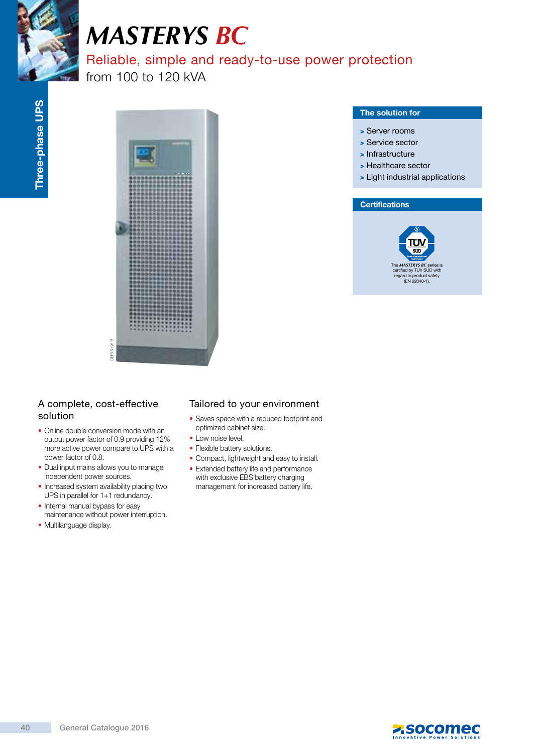# *MASTERYS BC*

## Reliable, simple and ready-to-use power protection

from 100 to 120 kVA

Three-phase UPS

### The solution for

- Server rooms
- Service sector
- Infrastructure
- Healthcare sector
- Light industrial applications

### Certifications

The *MASTERYS BC* series is certified by TÜV SÜD with regard to product safety (EN 62040-1).

### A complete, cost-effective solution

- Online double conversion mode with an output power factor of 0.9 providing 12% more active power compare to UPS with a power factor of 0.8.
- Dual input mains allows you to manage independent power sources.
- Increased system availability placing two UPS in parallel for 1+1 redundancy.
- Internal manual bypass for easy maintenance without power interruption.
- Multilanguage display.

### Tailored to your environment

- Saves space with a reduced footprint and optimized cabinet size.
- Low noise level.
- Flexible battery solutions.
- Compact, lightweight and easy to install.
- Extended battery life and performance with exclusive EBS battery charging management for increased battery life.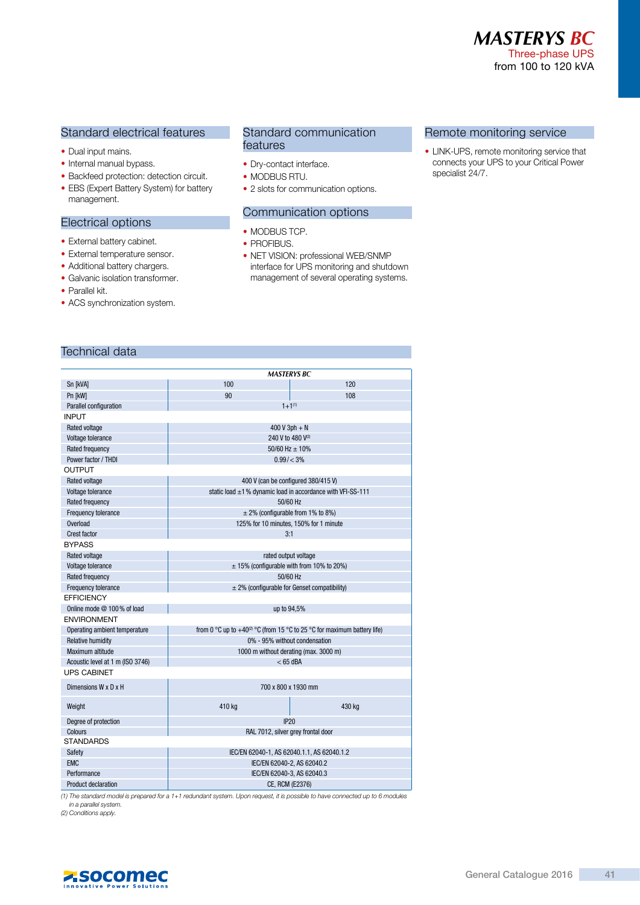# MASTERYS BC

Three-phase UPS

from 100 to 120 kVA

## Standard electrical features

- Dual input mains.
- Internal manual bypass.
- Backfeed protection: detection circuit.
- EBS (Expert Battery System) for battery management.

## Electrical options

- External battery cabinet.
- External temperature sensor.
- Additional battery chargers.
- Galvanic isolation transformer.
- Parallel kit.
- ACS synchronization system.

## Standard communication features

- Dry-contact interface.
- MODBUS RTU.
- 2 slots for communication options.

## Communication options

- MODBUS TCP.
- PROFIBUS.
- NET VISION: professional WEB/SNMP interface for UPS monitoring and shutdown management of several operating systems.

## Remote monitoring service

- LINK-UPS, remote monitoring service that connects your UPS to your Critical Power specialist 24/7.

## Technical data

| | *MASTERYS BC* | |
|---|---|---|
| Sn [kVA] | 100 | 120 |
| Pn [kW] | 90 | 108 |
| Parallel configuration | 1+1[1] | |
| **INPUT** | | |
| Rated voltage | 400 V 3ph + N | |
| Voltage tolerance | 240 V to 480 V[2] | |
| Rated frequency | 50/60 Hz ± 10% | |
| Power factor / THDI | 0.99 / < 3% | |
| **OUTPUT** | | |
| Rated voltage | 400 V (can be configured 380/415 V) | |
| Voltage tolerance | static load ±1 % dynamic load in accordance with VFI-SS-111 | |
| Rated frequency | 50/60 Hz | |
| Frequency tolerance | ± 2% (configurable from 1% to 8%) | |
| Overload | 125% for 10 minutes, 150% for 1 minute | |
| Crest factor | 3:1 | |
| **BYPASS** | | |
| Rated voltage | rated output voltage | |
| Voltage tolerance | ± 15% (configurable with from 10% to 20%) | |
| Rated frequency | 50/60 Hz | |
| Frequency tolerance | ± 2% (configurable for Genset compatibility) | |
| **EFFICIENCY** | | |
| Online mode @ 100 % of load | up to 94,5% | |
| **ENVIRONMENT** | | |
| Operating ambient temperature | from 0 °C up to +40[2] °C (from 15 °C to 25 °C for maximum battery life) | |
| Relative humidity | 0% - 95% without condensation | |
| Maximum altitude | 1000 m without derating (max. 3000 m) | |
| Acoustic level at 1 m (ISO 3746) | < 65 dBA | |
| **UPS CABINET** | | |
| Dimensions W x D x H | 700 x 800 x 1930 mm | |
| Weight | 410 kg | 430 kg |
| Degree of protection | IP20 | |
| Colours | RAL 7012, silver grey frontal door | |
| **STANDARDS** | | |
| Safety | IEC/EN 62040-1, AS 62040.1.1, AS 62040.1.2 | |
| EMC | IEC/EN 62040-2, AS 62040.2 | |
| Performance | IEC/EN 62040-3, AS 62040.3 | |
| Product declaration | CE, RCM (E2376) | |

*(1) The standard model is prepared for a 1+1 redundant system. Upon request, it is possible to have connected up to 6 modules in a parallel system.*

*(2) Conditions apply.*